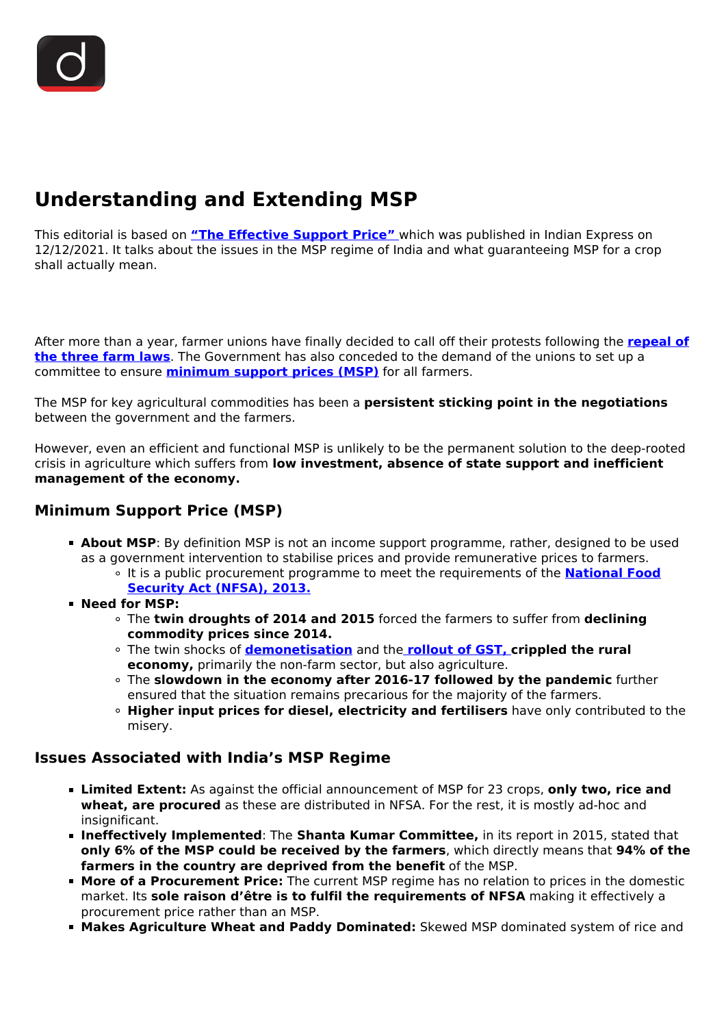# Understanding and Extending MSP

This editorial is based on **"The Effective Support Price"** which was published in Indian Express on 12/12/2021. It talks about the issues in the MSP regime of India and what guaranteeing MSP for a crop shall actually mean.

After more than a year, farmer unions have finally decided to call off their protests following the **repeal of the three farm laws**. The Government has also conceded to the demand of the unions to set up a committee to ensure **minimum support prices (MSP)** for all farmers.

The MSP for key agricultural commodities has been a **persistent sticking point in the negotiations** between the government and the farmers.

However, even an efficient and functional MSP is unlikely to be the permanent solution to the deep-rooted crisis in agriculture which suffers from **low investment, absence of state support and inefficient management of the economy.**

## Minimum Support Price (MSP)

- **About MSP**: By definition MSP is not an income support programme, rather, designed to be used as a government intervention to stabilise prices and provide remunerative prices to farmers.
    - It is a public procurement programme to meet the requirements of the **National Food Security Act (NFSA), 2013.**
- **Need for MSP:**
    - The **twin droughts of 2014 and 2015** forced the farmers to suffer from **declining commodity prices since 2014.**
    - The twin shocks of **demonetisation** and the **rollout of GST, crippled the rural economy,** primarily the non-farm sector, but also agriculture.
    - The **slowdown in the economy after 2016-17 followed by the pandemic** further ensured that the situation remains precarious for the majority of the farmers.
    - **Higher input prices for diesel, electricity and fertilisers** have only contributed to the misery.

## Issues Associated with India's MSP Regime

- **Limited Extent:** As against the official announcement of MSP for 23 crops, **only two, rice and wheat, are procured** as these are distributed in NFSA. For the rest, it is mostly ad-hoc and insignificant.
- **Ineffectively Implemented**: The **Shanta Kumar Committee,** in its report in 2015, stated that **only 6% of the MSP could be received by the farmers**, which directly means that **94% of the farmers in the country are deprived from the benefit** of the MSP.
- **More of a Procurement Price:** The current MSP regime has no relation to prices in the domestic market. Its **sole raison d'être is to fulfil the requirements of NFSA** making it effectively a procurement price rather than an MSP.
- **Makes Agriculture Wheat and Paddy Dominated:** Skewed MSP dominated system of rice and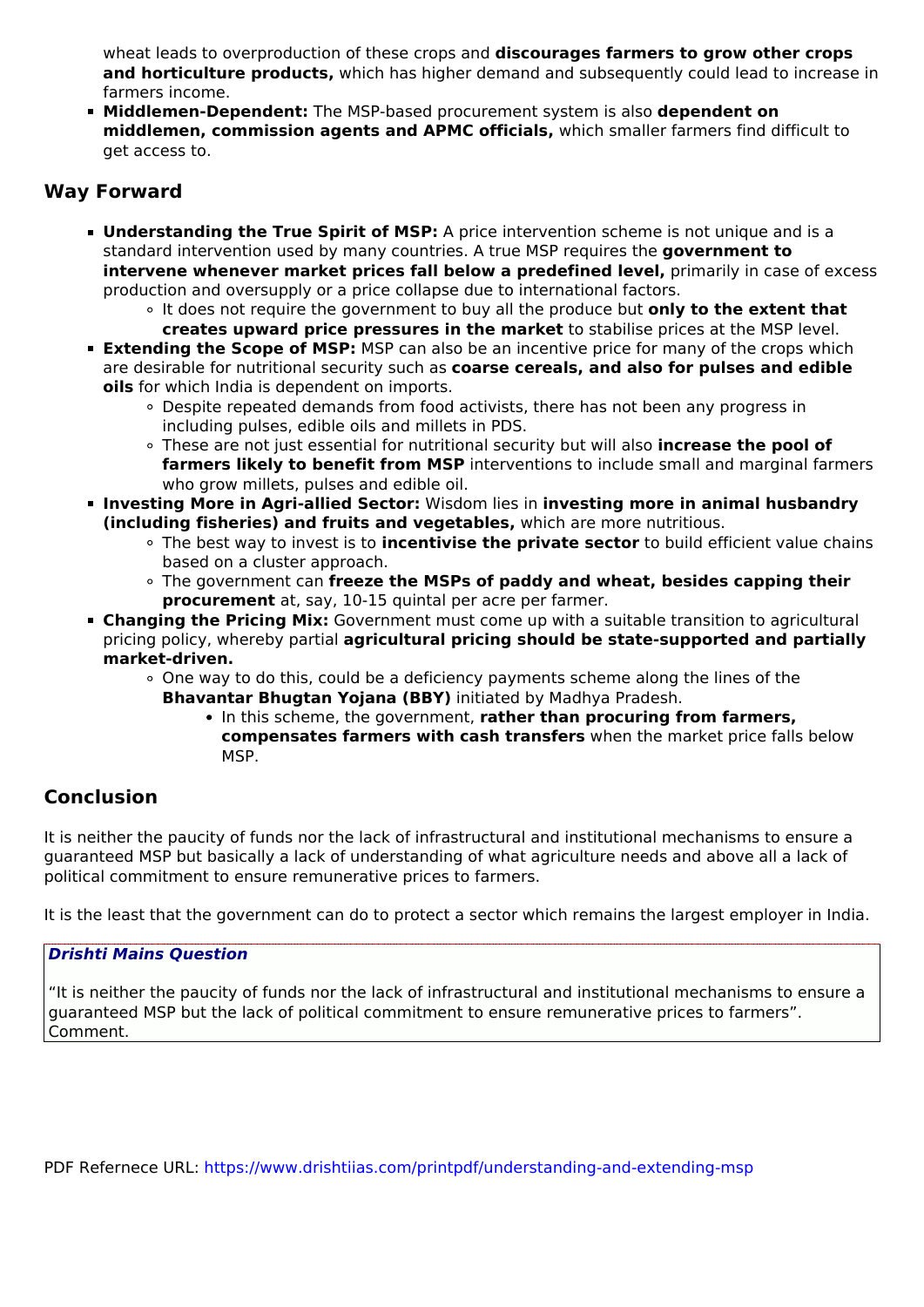wheat leads to overproduction of these crops and **discourages farmers to grow other crops and horticulture products,** which has higher demand and subsequently could lead to increase in farmers income.

- **Middlemen-Dependent:** The MSP-based procurement system is also **dependent on middlemen, commission agents and APMC officials,** which smaller farmers find difficult to get access to.

## Way Forward

- **Understanding the True Spirit of MSP:** A price intervention scheme is not unique and is a standard intervention used by many countries. A true MSP requires the **government to intervene whenever market prices fall below a predefined level,** primarily in case of excess production and oversupply or a price collapse due to international factors.
    - It does not require the government to buy all the produce but **only to the extent that creates upward price pressures in the market** to stabilise prices at the MSP level.
- **Extending the Scope of MSP:** MSP can also be an incentive price for many of the crops which are desirable for nutritional security such as **coarse cereals, and also for pulses and edible oils** for which India is dependent on imports.
    - Despite repeated demands from food activists, there has not been any progress in including pulses, edible oils and millets in PDS.
    - These are not just essential for nutritional security but will also **increase the pool of farmers likely to benefit from MSP** interventions to include small and marginal farmers who grow millets, pulses and edible oil.
- **Investing More in Agri-allied Sector:** Wisdom lies in **investing more in animal husbandry (including fisheries) and fruits and vegetables,** which are more nutritious.
    - The best way to invest is to **incentivise the private sector** to build efficient value chains based on a cluster approach.
    - The government can **freeze the MSPs of paddy and wheat, besides capping their procurement** at, say, 10-15 quintal per acre per farmer.
- **Changing the Pricing Mix:** Government must come up with a suitable transition to agricultural pricing policy, whereby partial **agricultural pricing should be state-supported and partially market-driven.**
    - One way to do this, could be a deficiency payments scheme along the lines of the **Bhavantar Bhugtan Yojana (BBY)** initiated by Madhya Pradesh.
        - In this scheme, the government, **rather than procuring from farmers, compensates farmers with cash transfers** when the market price falls below MSP.

## Conclusion

It is neither the paucity of funds nor the lack of infrastructural and institutional mechanisms to ensure a guaranteed MSP but basically a lack of understanding of what agriculture needs and above all a lack of political commitment to ensure remunerative prices to farmers.

It is the least that the government can do to protect a sector which remains the largest employer in India.

***Drishti Mains Question***

"It is neither the paucity of funds nor the lack of infrastructural and institutional mechanisms to ensure a guaranteed MSP but the lack of political commitment to ensure remunerative prices to farmers". Comment.

PDF Refernece URL: https://www.drishtiias.com/printpdf/understanding-and-extending-msp